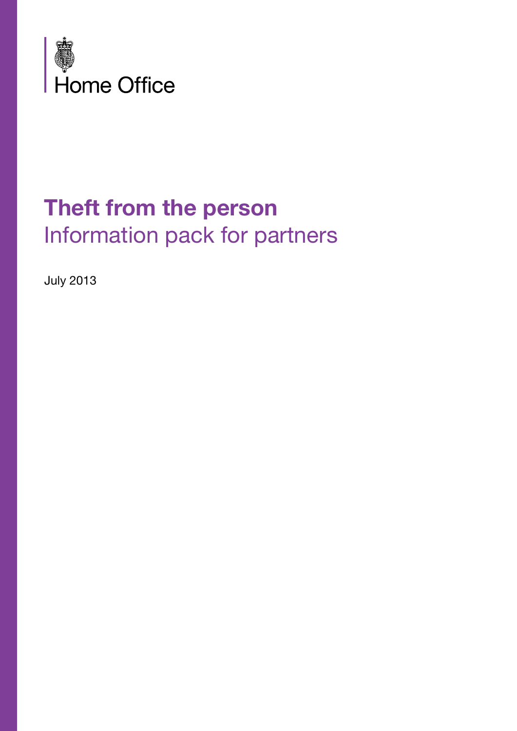Home Office

# Theft from the person

## Information pack for partners

July 2013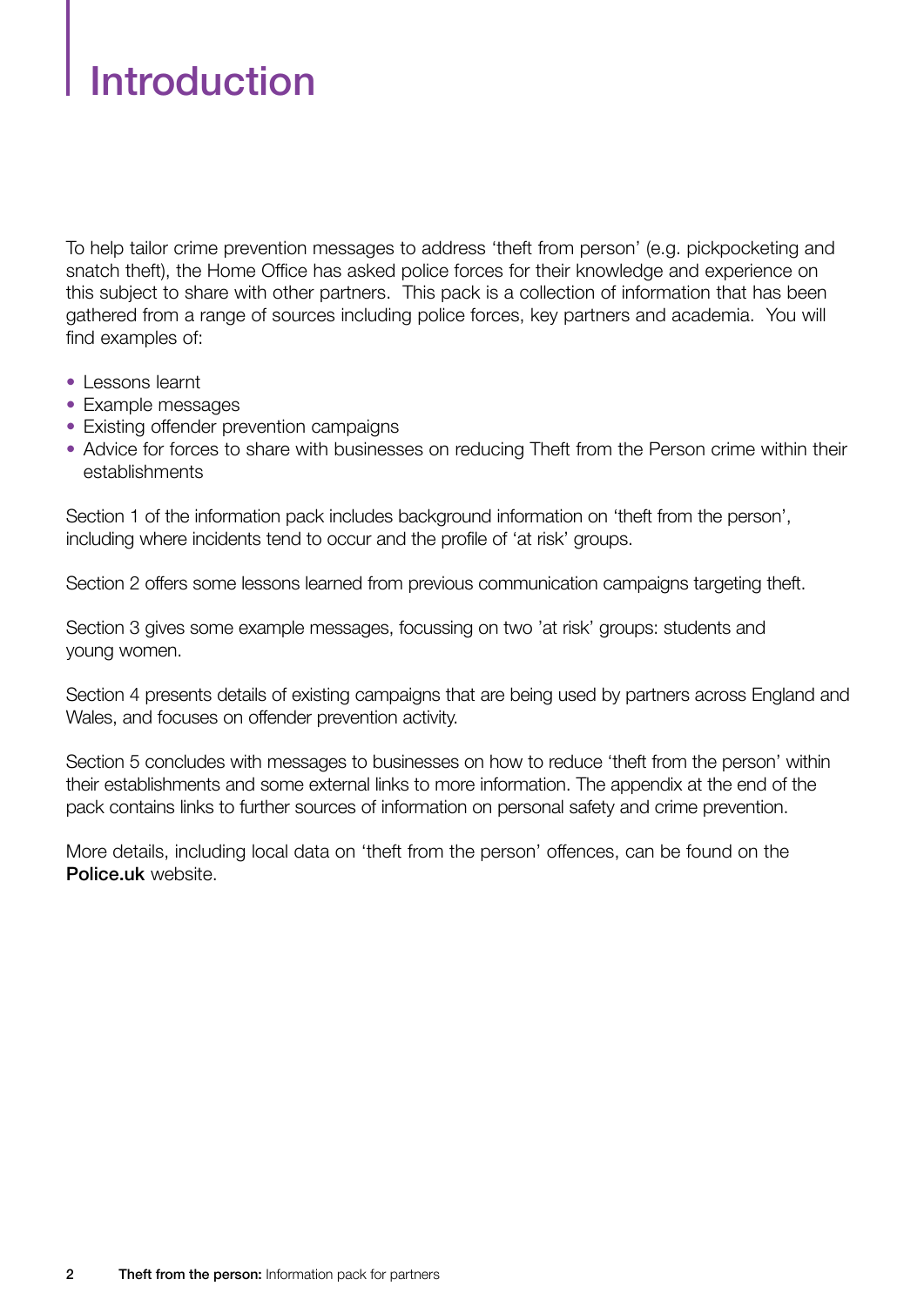# Introduction

To help tailor crime prevention messages to address 'theft from person' (e.g. pickpocketing and snatch theft), the Home Office has asked police forces for their knowledge and experience on this subject to share with other partners. This pack is a collection of information that has been gathered from a range of sources including police forces, key partners and academia. You will find examples of:

- Lessons learnt
- Example messages
- Existing offender prevention campaigns
- Advice for forces to share with businesses on reducing Theft from the Person crime within their establishments

Section 1 of the information pack includes background information on 'theft from the person', including where incidents tend to occur and the profile of 'at risk' groups.

Section 2 offers some lessons learned from previous communication campaigns targeting theft.

Section 3 gives some example messages, focussing on two 'at risk' groups: students and young women.

Section 4 presents details of existing campaigns that are being used by partners across England and Wales, and focuses on offender prevention activity.

Section 5 concludes with messages to businesses on how to reduce 'theft from the person' within their establishments and some external links to more information. The appendix at the end of the pack contains links to further sources of information on personal safety and crime prevention.

More details, including local data on 'theft from the person' offences, can be found on the **Police.uk** website.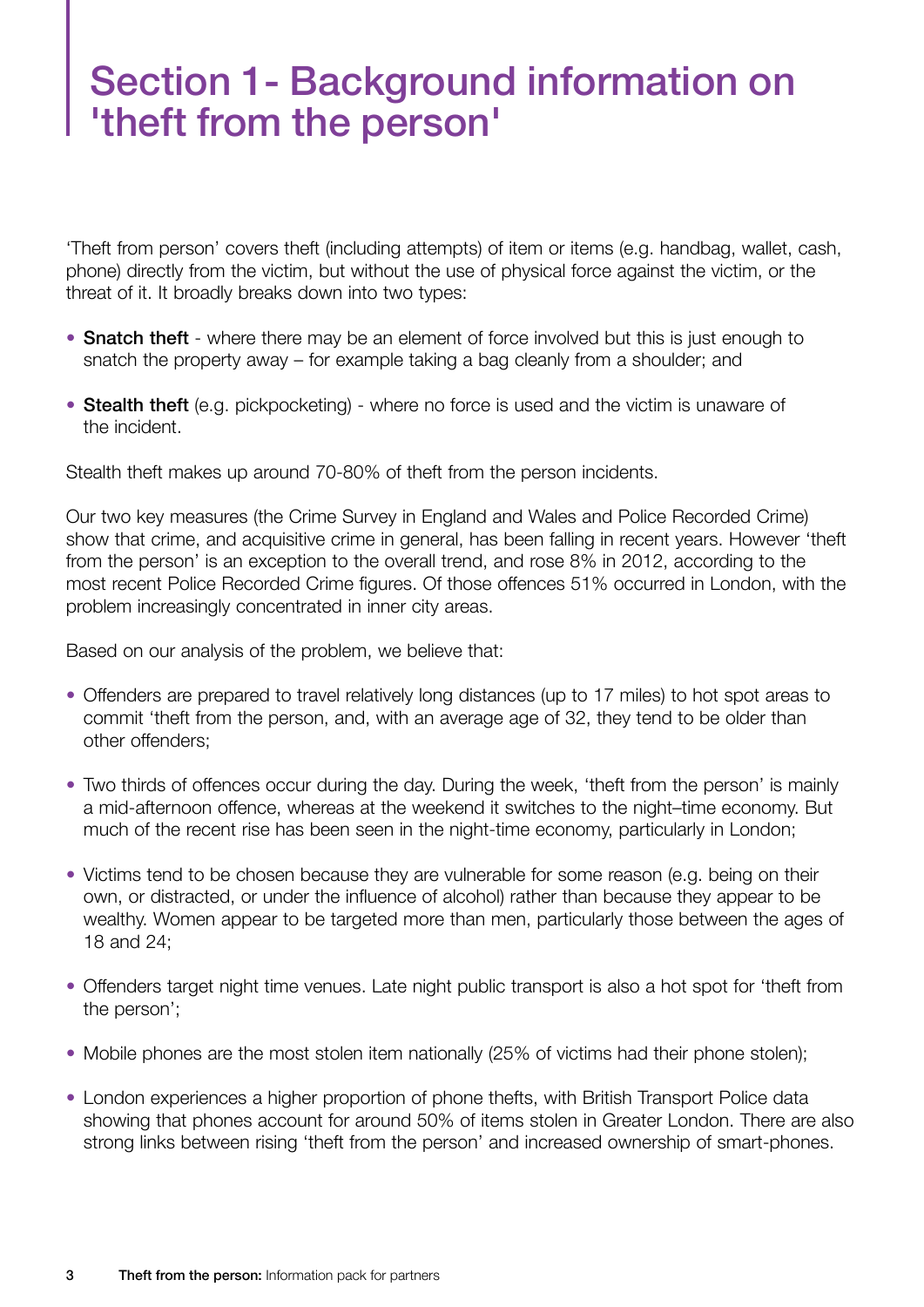# Section 1- Background information on 'theft from the person'

'Theft from person' covers theft (including attempts) of item or items (e.g. handbag, wallet, cash, phone) directly from the victim, but without the use of physical force against the victim, or the threat of it. It broadly breaks down into two types:

- **Snatch theft** - where there may be an element of force involved but this is just enough to snatch the property away – for example taking a bag cleanly from a shoulder; and
- **Stealth theft** (e.g. pickpocketing) - where no force is used and the victim is unaware of the incident.

Stealth theft makes up around 70-80% of theft from the person incidents.

Our two key measures (the Crime Survey in England and Wales and Police Recorded Crime) show that crime, and acquisitive crime in general, has been falling in recent years. However 'theft from the person' is an exception to the overall trend, and rose 8% in 2012, according to the most recent Police Recorded Crime figures. Of those offences 51% occurred in London, with the problem increasingly concentrated in inner city areas.

Based on our analysis of the problem, we believe that:

- Offenders are prepared to travel relatively long distances (up to 17 miles) to hot spot areas to commit 'theft from the person, and, with an average age of 32, they tend to be older than other offenders;
- Two thirds of offences occur during the day. During the week, 'theft from the person' is mainly a mid-afternoon offence, whereas at the weekend it switches to the night–time economy. But much of the recent rise has been seen in the night-time economy, particularly in London;
- Victims tend to be chosen because they are vulnerable for some reason (e.g. being on their own, or distracted, or under the influence of alcohol) rather than because they appear to be wealthy. Women appear to be targeted more than men, particularly those between the ages of 18 and 24;
- Offenders target night time venues. Late night public transport is also a hot spot for 'theft from the person';
- Mobile phones are the most stolen item nationally (25% of victims had their phone stolen);
- London experiences a higher proportion of phone thefts, with British Transport Police data showing that phones account for around 50% of items stolen in Greater London. There are also strong links between rising 'theft from the person' and increased ownership of smart-phones.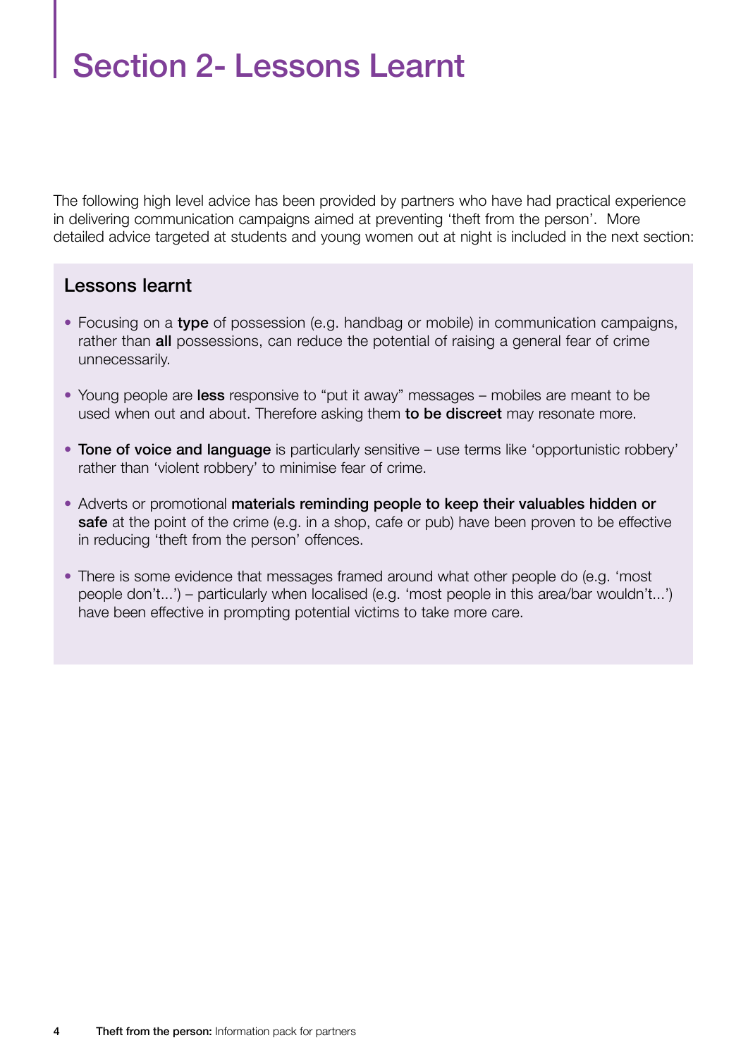# Section 2- Lessons Learnt

The following high level advice has been provided by partners who have had practical experience in delivering communication campaigns aimed at preventing 'theft from the person'. More detailed advice targeted at students and young women out at night is included in the next section:

## Lessons learnt

- Focusing on a **type** of possession (e.g. handbag or mobile) in communication campaigns, rather than **all** possessions, can reduce the potential of raising a general fear of crime unnecessarily.
- Young people are **less** responsive to "put it away" messages – mobiles are meant to be used when out and about. Therefore asking them **to be discreet** may resonate more.
- **Tone of voice and language** is particularly sensitive – use terms like 'opportunistic robbery' rather than 'violent robbery' to minimise fear of crime.
- Adverts or promotional **materials reminding people to keep their valuables hidden or safe** at the point of the crime (e.g. in a shop, cafe or pub) have been proven to be effective in reducing 'theft from the person' offences.
- There is some evidence that messages framed around what other people do (e.g. 'most people don't...') – particularly when localised (e.g. 'most people in this area/bar wouldn't...') have been effective in prompting potential victims to take more care.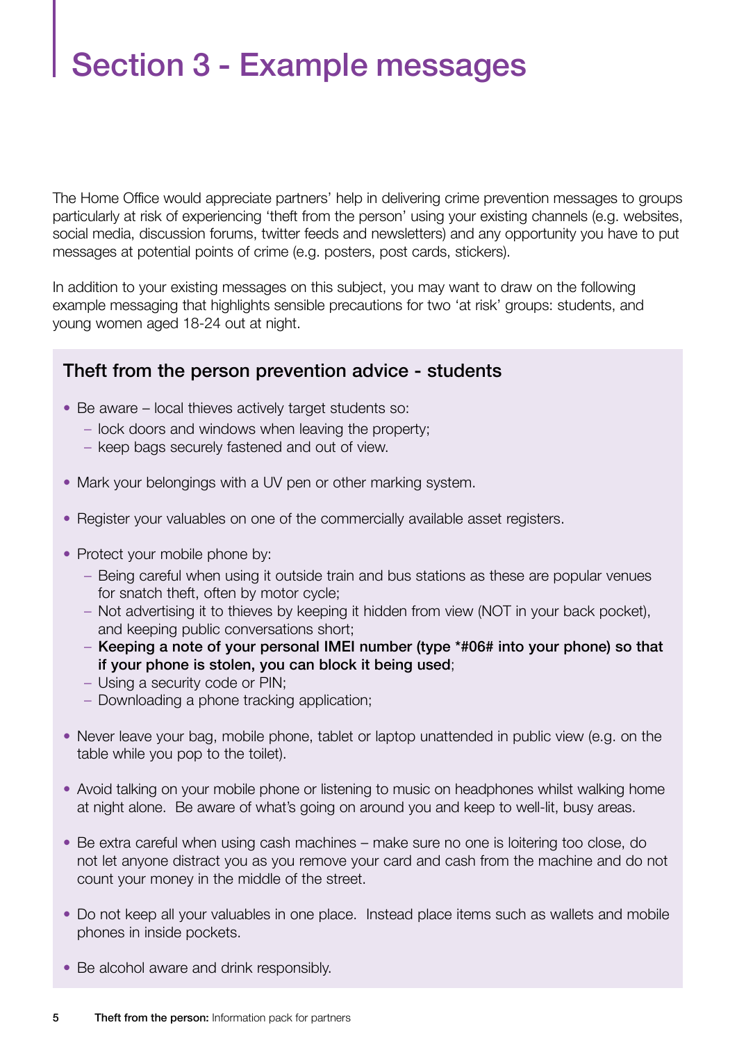# Section 3 - Example messages

The Home Office would appreciate partners' help in delivering crime prevention messages to groups particularly at risk of experiencing 'theft from the person' using your existing channels (e.g. websites, social media, discussion forums, twitter feeds and newsletters) and any opportunity you have to put messages at potential points of crime (e.g. posters, post cards, stickers).

In addition to your existing messages on this subject, you may want to draw on the following example messaging that highlights sensible precautions for two 'at risk' groups: students, and young women aged 18-24 out at night.

## Theft from the person prevention advice - students

- Be aware – local thieves actively target students so:
  - lock doors and windows when leaving the property;
  - keep bags securely fastened and out of view.
- Mark your belongings with a UV pen or other marking system.
- Register your valuables on one of the commercially available asset registers.
- Protect your mobile phone by:
  - Being careful when using it outside train and bus stations as these are popular venues for snatch theft, often by motor cycle;
  - Not advertising it to thieves by keeping it hidden from view (NOT in your back pocket), and keeping public conversations short;
  - **Keeping a note of your personal IMEI number (type *#06# into your phone) so that if your phone is stolen, you can block it being used**;
  - Using a security code or PIN;
  - Downloading a phone tracking application;
- Never leave your bag, mobile phone, tablet or laptop unattended in public view (e.g. on the table while you pop to the toilet).
- Avoid talking on your mobile phone or listening to music on headphones whilst walking home at night alone. Be aware of what's going on around you and keep to well-lit, busy areas.
- Be extra careful when using cash machines – make sure no one is loitering too close, do not let anyone distract you as you remove your card and cash from the machine and do not count your money in the middle of the street.
- Do not keep all your valuables in one place. Instead place items such as wallets and mobile phones in inside pockets.
- Be alcohol aware and drink responsibly.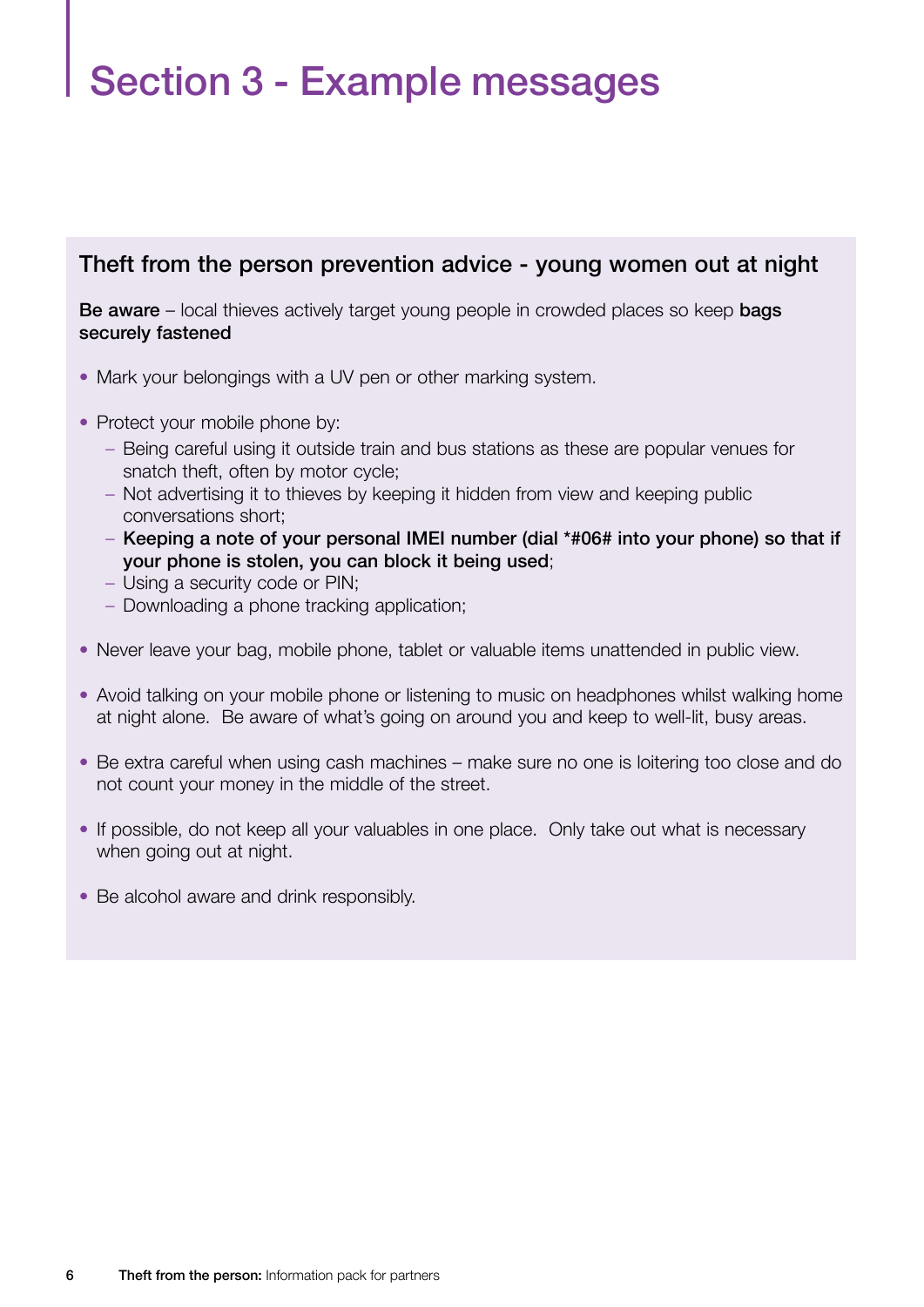# Section 3 - Example messages

## Theft from the person prevention advice - young women out at night

**Be aware** – local thieves actively target young people in crowded places so keep **bags securely fastened**

- Mark your belongings with a UV pen or other marking system.
- Protect your mobile phone by:
  - Being careful using it outside train and bus stations as these are popular venues for snatch theft, often by motor cycle;
  - Not advertising it to thieves by keeping it hidden from view and keeping public conversations short;
  - **Keeping a note of your personal IMEI number (dial *#06# into your phone) so that if your phone is stolen, you can block it being used**;
  - Using a security code or PIN;
  - Downloading a phone tracking application;
- Never leave your bag, mobile phone, tablet or valuable items unattended in public view.
- Avoid talking on your mobile phone or listening to music on headphones whilst walking home at night alone. Be aware of what's going on around you and keep to well-lit, busy areas.
- Be extra careful when using cash machines – make sure no one is loitering too close and do not count your money in the middle of the street.
- If possible, do not keep all your valuables in one place. Only take out what is necessary when going out at night.
- Be alcohol aware and drink responsibly.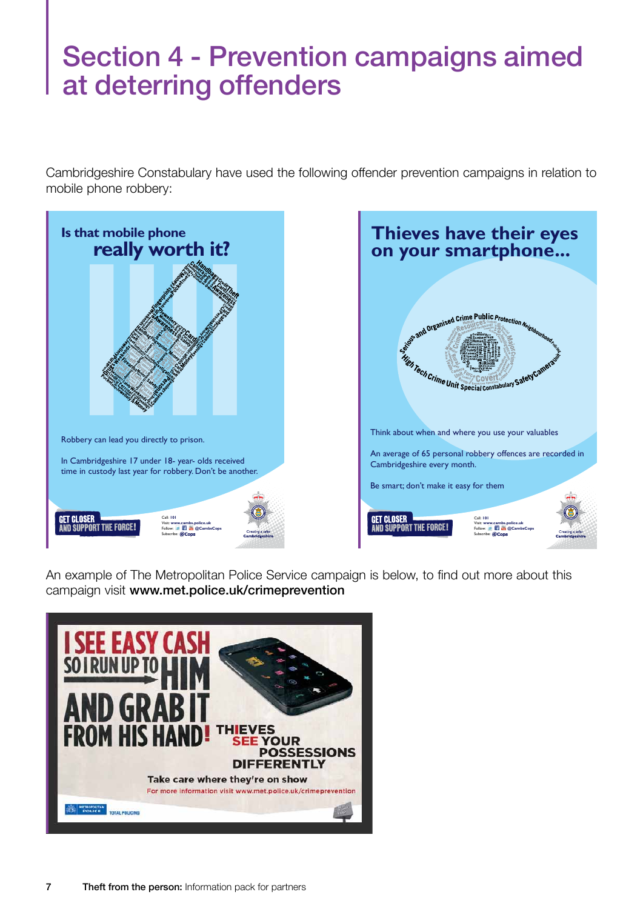# Section 4 - Prevention campaigns aimed at deterring offenders

Cambridgeshire Constabulary have used the following offender prevention campaigns in relation to mobile phone robbery:

**Is that mobile phone really worth it?**

Robbery can lead you directly to prison.

In Cambridgeshire 17 under 18- year- olds received time in custody last year for robbery. Don't be another.

GET CLOSER AND SUPPORT THE FORCE!

Call: 101
Visit: www.cambs.police.uk
Follow: @CambsCops
Subscribe: @Cops

Creating a safer Cambridgeshire

**Thieves have their eyes on your smartphone...**

Think about when and where you use your valuables

An average of 65 personal robbery offences are recorded in Cambridgeshire every month.

Be smart; don't make it easy for them

GET CLOSER AND SUPPORT THE FORCE!

Call: 101
Visit: www.cambs.police.uk
Follow: @CambsCops
Subscribe: @Cops

Creating a safer Cambridgeshire

An example of The Metropolitan Police Service campaign is below, to find out more about this campaign visit **www.met.police.uk/crimeprevention**

**I SEE EASY CASH SO I RUN UP TO HIM AND GRAB IT FROM HIS HAND!**

**THIEVES SEE YOUR POSSESSIONS DIFFERENTLY**

Take care where they're on show

For more information visit www.met.police.uk/crimeprevention

METROPOLITAN POLICE TOTAL POLICING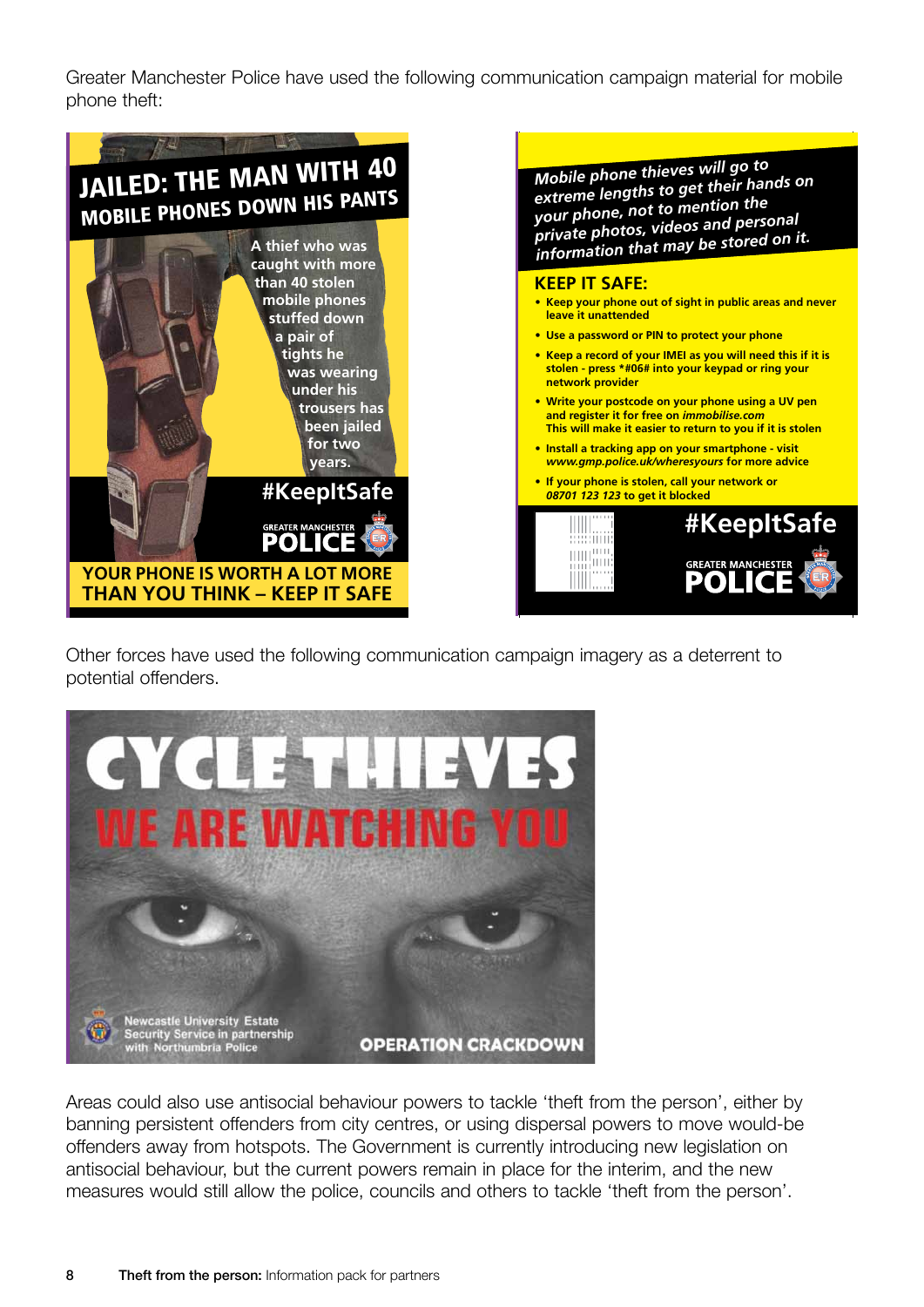Greater Manchester Police have used the following communication campaign material for mobile phone theft:

**JAILED: THE MAN WITH 40 MOBILE PHONES DOWN HIS PANTS**

A thief who was caught with more than 40 stolen mobile phones stuffed down a pair of tights he was wearing under his trousers has been jailed for two years.

#KeepItSafe

GREATER MANCHESTER POLICE

**YOUR PHONE IS WORTH A LOT MORE THAN YOU THINK – KEEP IT SAFE**

*Mobile phone thieves will go to extreme lengths to get their hands on your phone, not to mention the private photos, videos and personal information that may be stored on it.*

**KEEP IT SAFE:**

- Keep your phone out of sight in public areas and never leave it unattended
- Use a password or PIN to protect your phone
- Keep a record of your IMEI as you will need this if it is stolen - press *#06# into your keypad or ring your network provider
- Write your postcode on your phone using a UV pen and register it for free on *immobilise.com*
  This will make it easier to return to you if it is stolen
- Install a tracking app on your smartphone - visit *www.gmp.police.uk/wheresyours* for more advice
- If your phone is stolen, call your network or *08701 123 123* to get it blocked

#KeepItSafe

GREATER MANCHESTER POLICE

Other forces have used the following communication campaign imagery as a deterrent to potential offenders.

**CYCLE THIEVES**
**WE ARE WATCHING YOU**

Newcastle University Estate Security Service in partnership with Northumbria Police

OPERATION CRACKDOWN

Areas could also use antisocial behaviour powers to tackle 'theft from the person', either by banning persistent offenders from city centres, or using dispersal powers to move would-be offenders away from hotspots. The Government is currently introducing new legislation on antisocial behaviour, but the current powers remain in place for the interim, and the new measures would still allow the police, councils and others to tackle 'theft from the person'.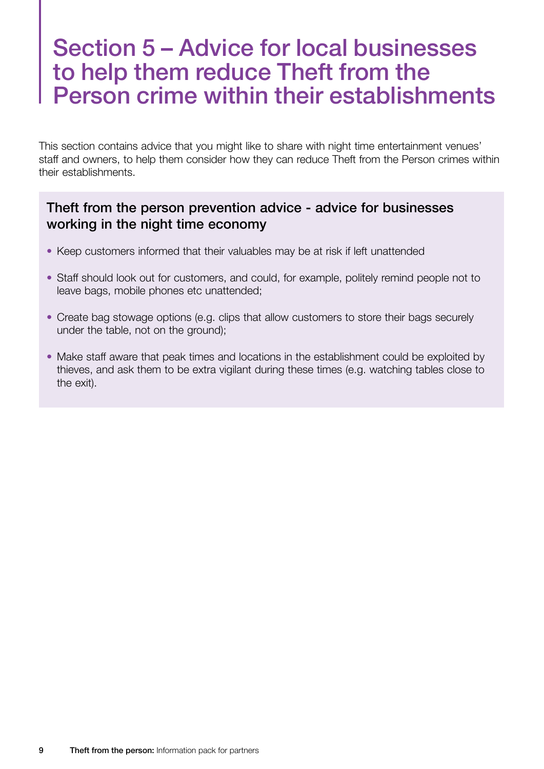# Section 5 – Advice for local businesses to help them reduce Theft from the Person crime within their establishments

This section contains advice that you might like to share with night time entertainment venues' staff and owners, to help them consider how they can reduce Theft from the Person crimes within their establishments.

### Theft from the person prevention advice - advice for businesses working in the night time economy

- Keep customers informed that their valuables may be at risk if left unattended
- Staff should look out for customers, and could, for example, politely remind people not to leave bags, mobile phones etc unattended;
- Create bag stowage options (e.g. clips that allow customers to store their bags securely under the table, not on the ground);
- Make staff aware that peak times and locations in the establishment could be exploited by thieves, and ask them to be extra vigilant during these times (e.g. watching tables close to the exit).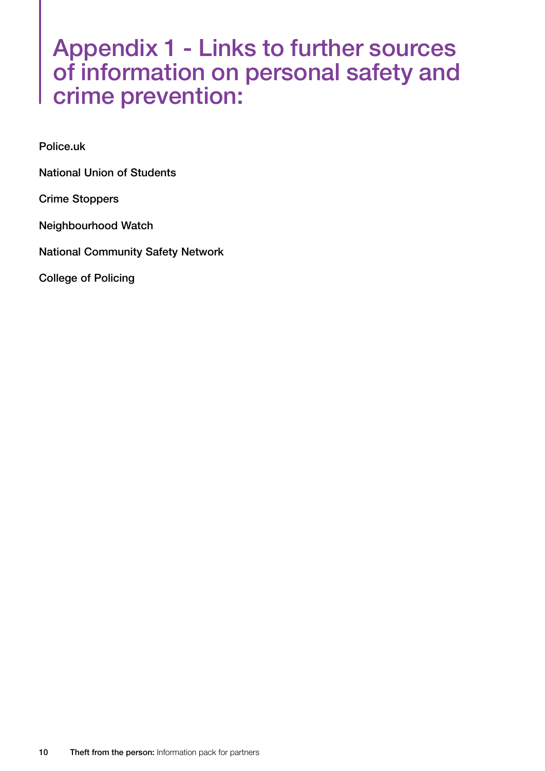# Appendix 1 - Links to further sources of information on personal safety and crime prevention:

**Police.uk**

**National Union of Students**

**Crime Stoppers**

**Neighbourhood Watch**

**National Community Safety Network**

**College of Policing**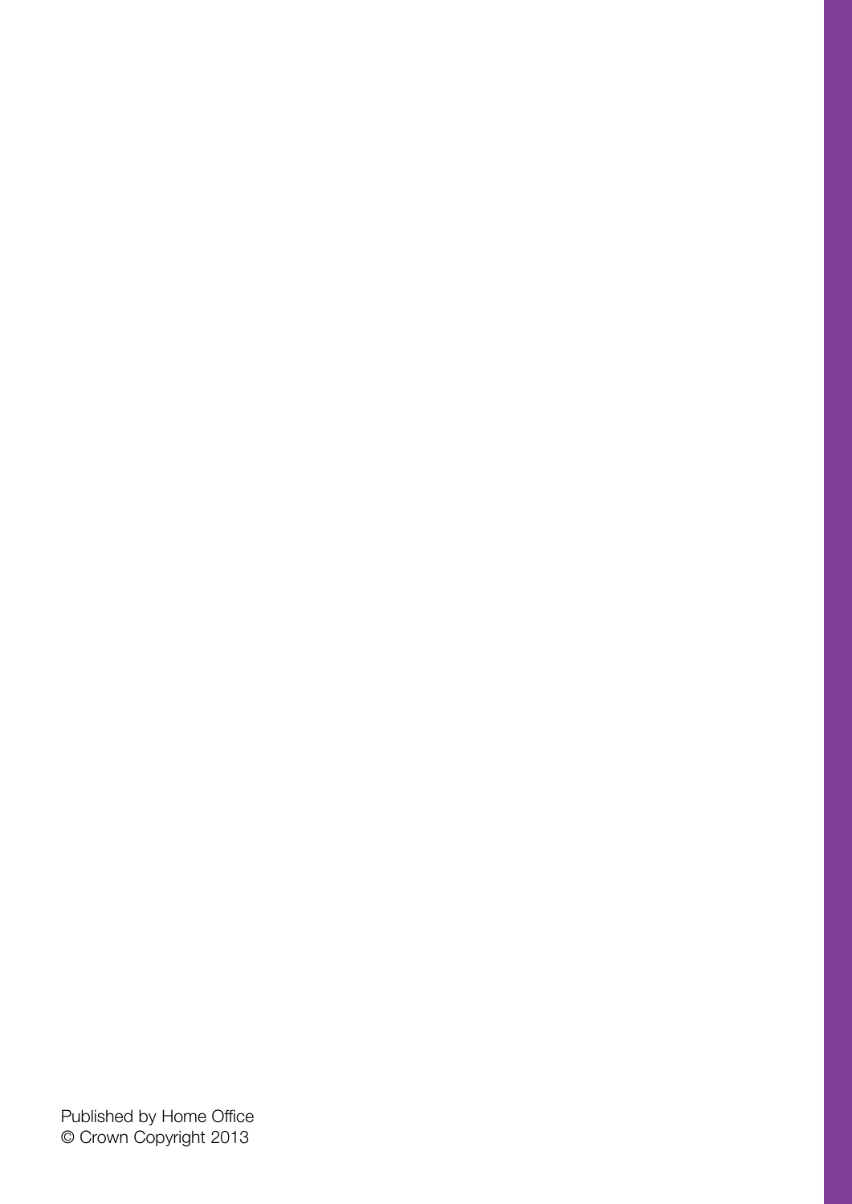Published by Home Office
© Crown Copyright 2013